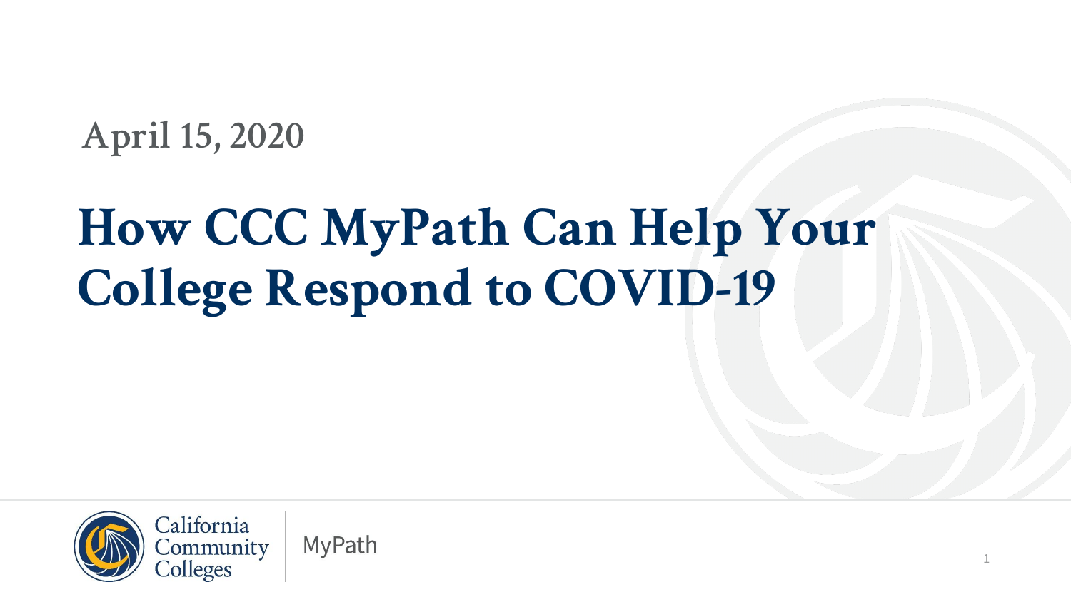April 15, 2020

# How CCC MyPath Can Help Your College Respond to COVID-19

California Community Colleges | MyPath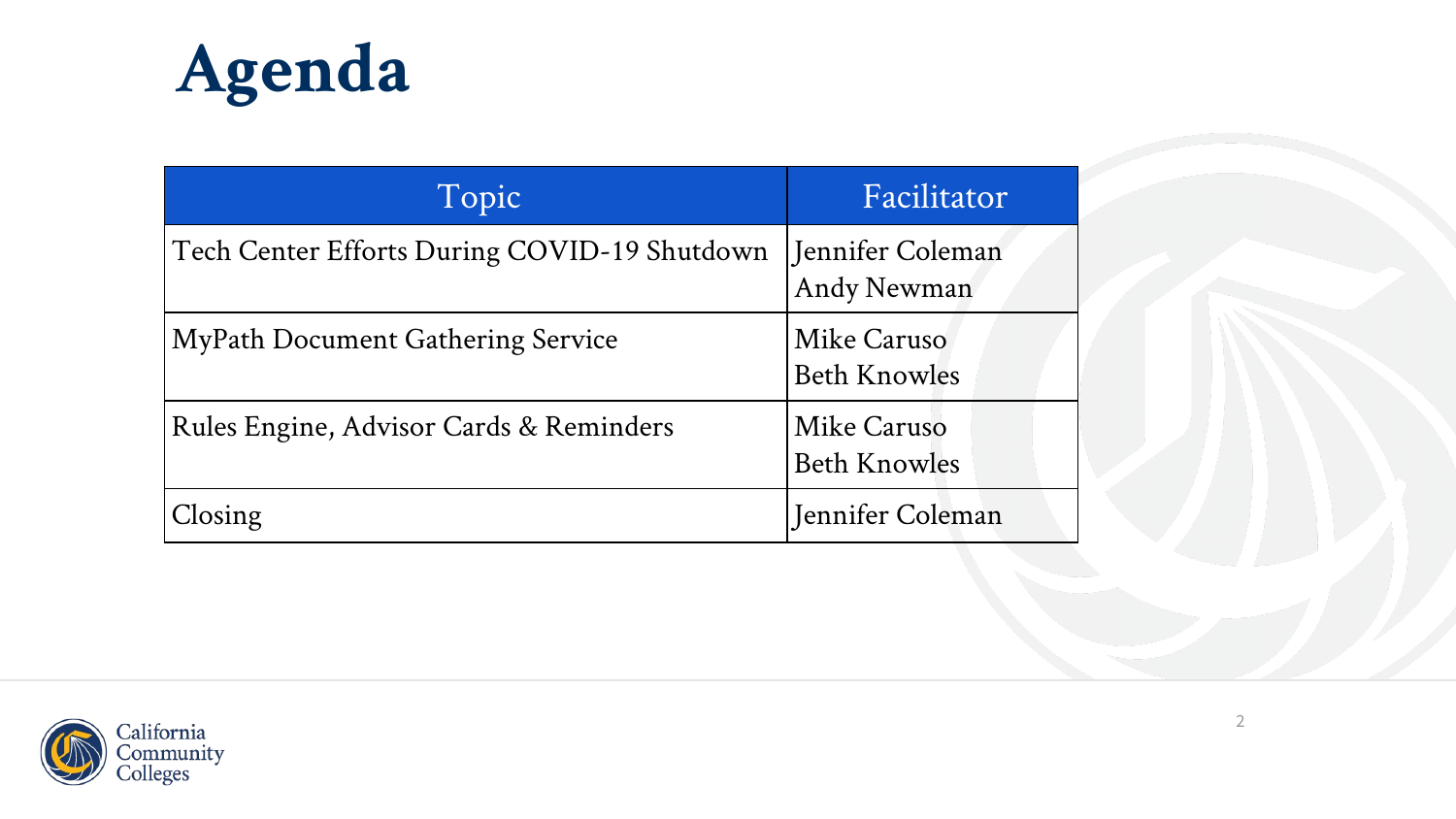# Agenda

| Topic | Facilitator |
| --- | --- |
| Tech Center Efforts During COVID-19 Shutdown | Jennifer Coleman<br>Andy Newman |
| MyPath Document Gathering Service | Mike Caruso<br>Beth Knowles |
| Rules Engine, Advisor Cards & Reminders | Mike Caruso<br>Beth Knowles |
| Closing | Jennifer Coleman |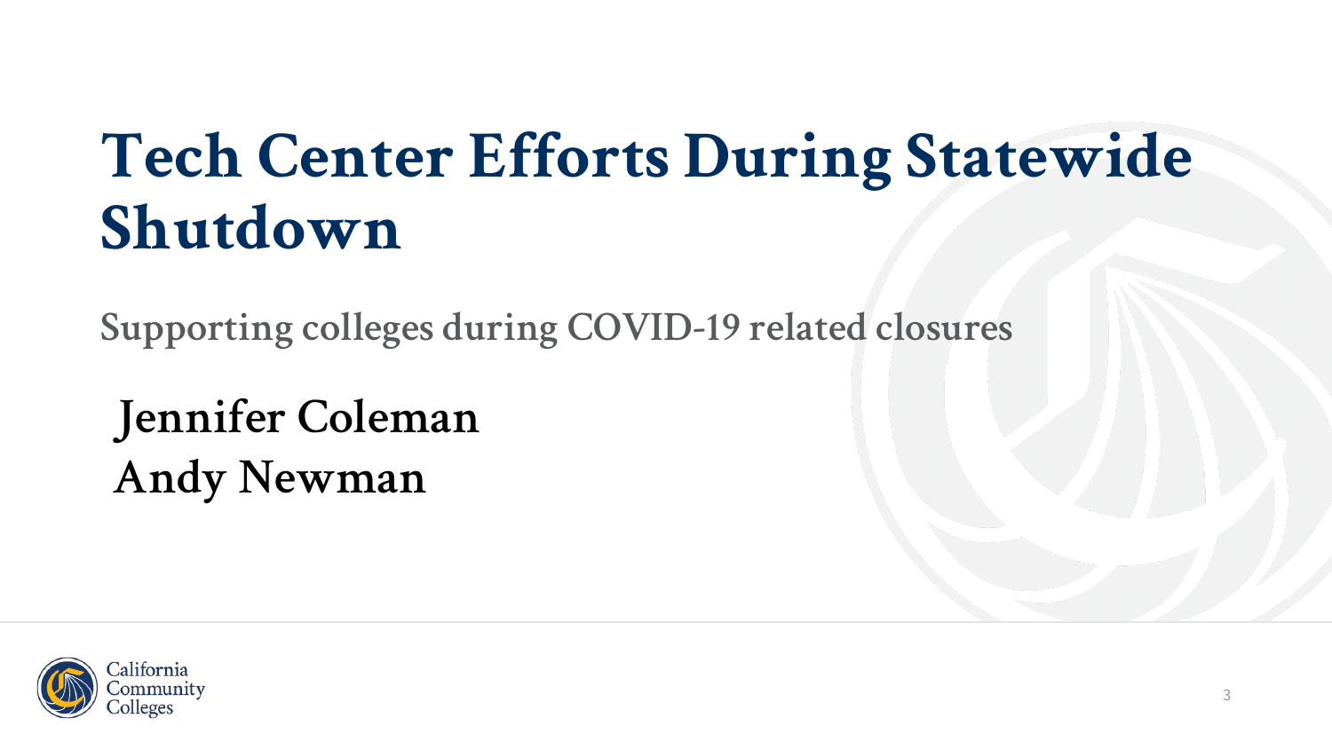# Tech Center Efforts During Statewide Shutdown

## Supporting colleges during COVID-19 related closures

Jennifer Coleman
Andy Newman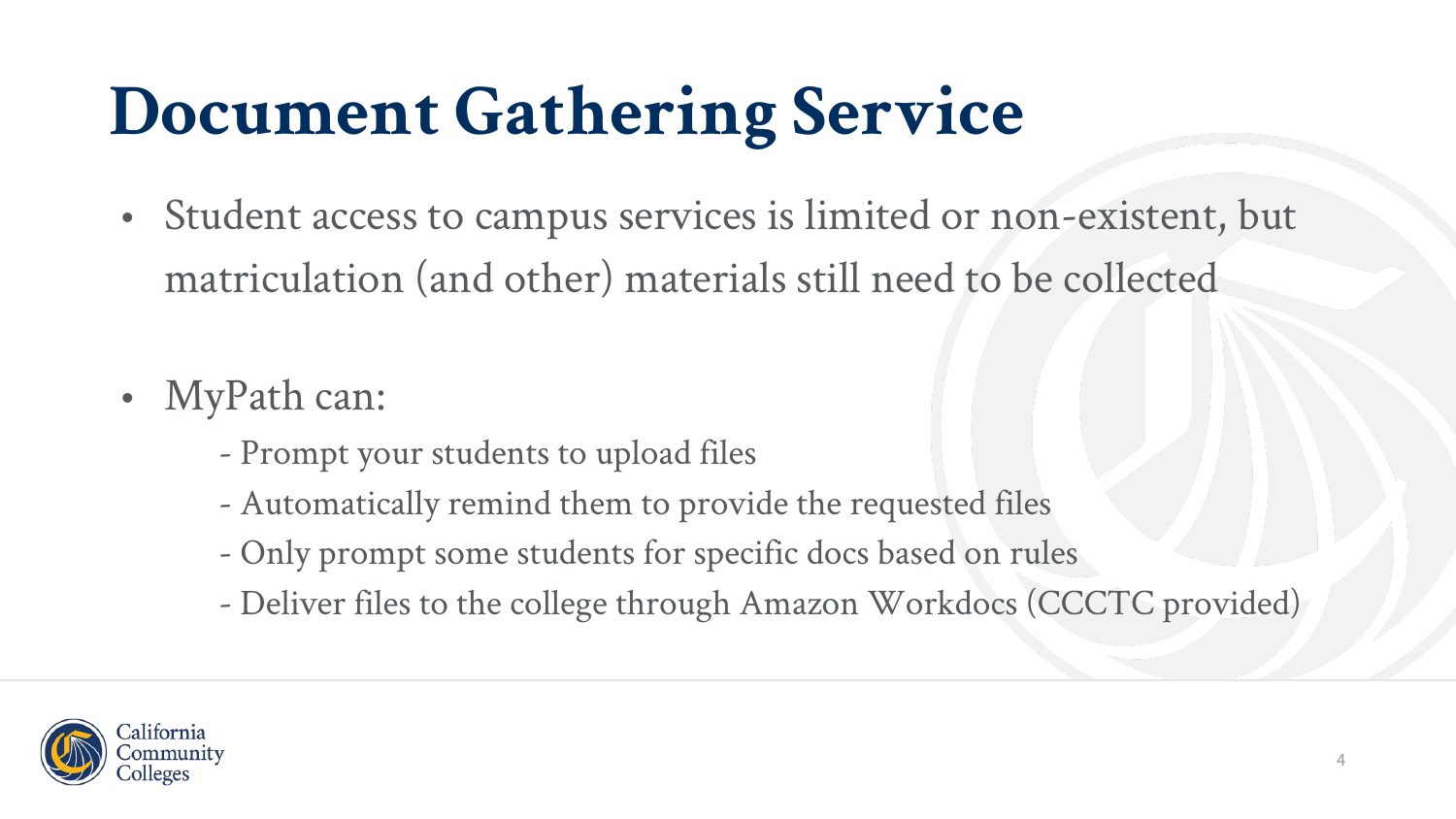# Document Gathering Service

- Student access to campus services is limited or non-existent, but matriculation (and other) materials still need to be collected

- MyPath can:
  - Prompt your students to upload files
  - Automatically remind them to provide the requested files
  - Only prompt some students for specific docs based on rules
  - Deliver files to the college through Amazon Workdocs (CCCTC provided)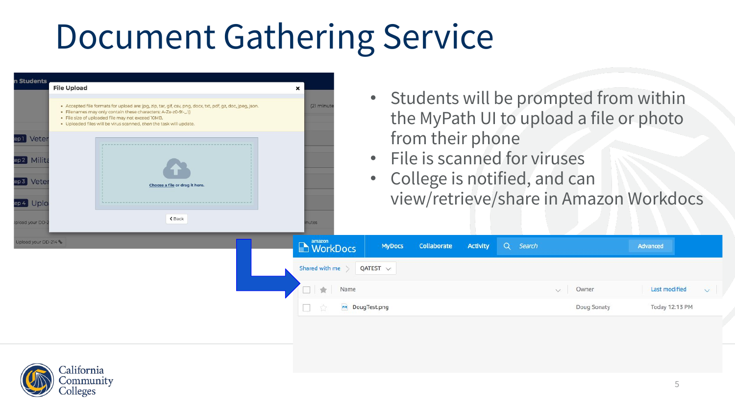# Document Gathering Service

- Students will be prompted from within the MyPath UI to upload a file or photo from their phone
- File is scanned for viruses
- College is notified, and can view/retrieve/share in Amazon Workdocs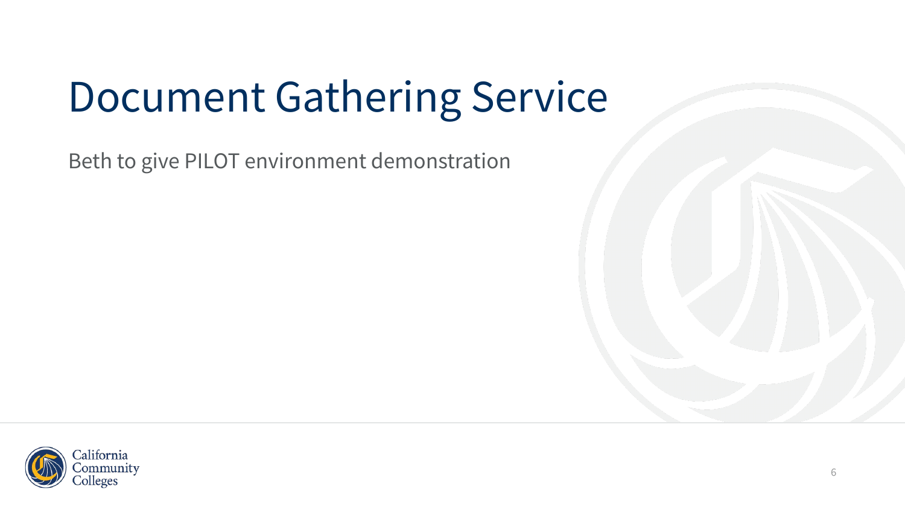# Document Gathering Service

Beth to give PILOT environment demonstration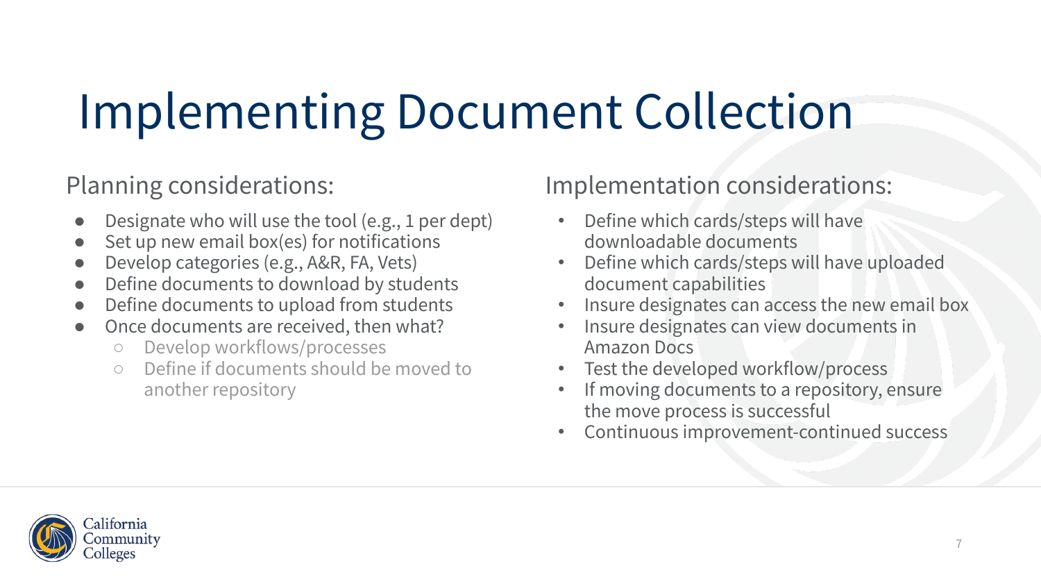# Implementing Document Collection

## Planning considerations:

- Designate who will use the tool (e.g., 1 per dept)
- Set up new email box(es) for notifications
- Develop categories (e.g., A&R, FA, Vets)
- Define documents to download by students
- Define documents to upload from students
- Once documents are received, then what?
  - Develop workflows/processes
  - Define if documents should be moved to another repository

## Implementation considerations:

- Define which cards/steps will have downloadable documents
- Define which cards/steps will have uploaded document capabilities
- Insure designates can access the new email box
- Insure designates can view documents in Amazon Docs
- Test the developed workflow/process
- If moving documents to a repository, ensure the move process is successful
- Continuous improvement-continued success

California Community Colleges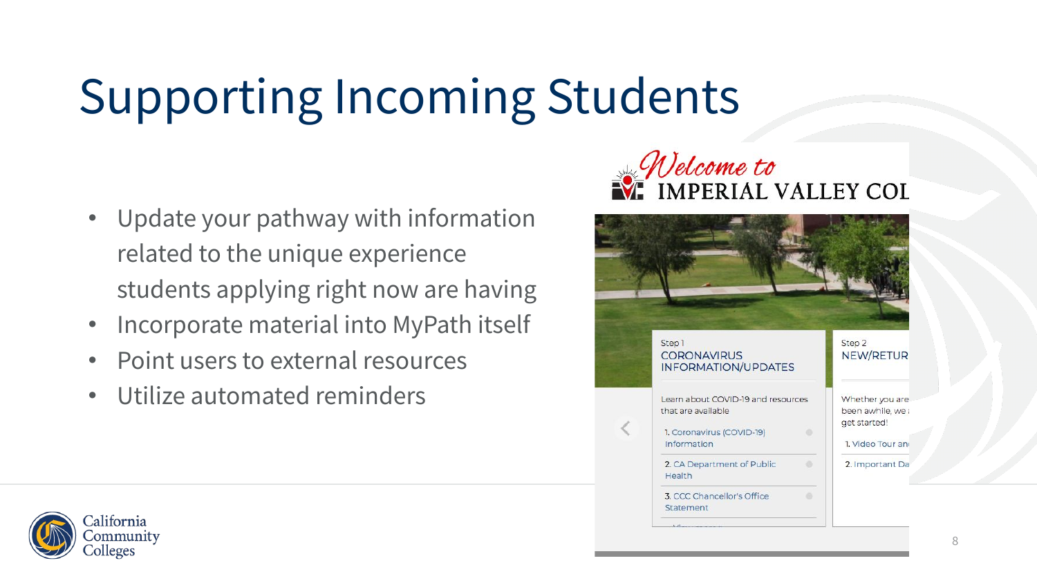# Supporting Incoming Students

- Update your pathway with information related to the unique experience students applying right now are having
- Incorporate material into MyPath itself
- Point users to external resources
- Utilize automated reminders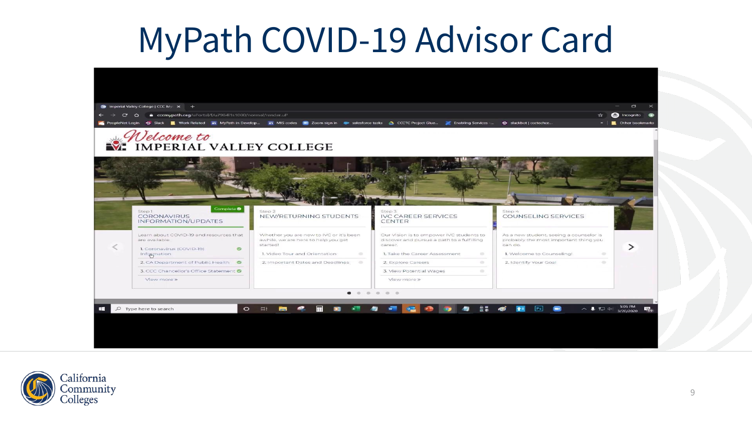# MyPath COVID-19 Advisor Card

Welcome to IMPERIAL VALLEY COLLEGE

Step 1
CORONAVIRUS INFORMATION/UPDATES
Complete

Learn about COVID-19 and resources that are available

1. Coronavirus (COVID-19) Information
2. CA Department of Public Health
3. CCC Chancellor's Office Statement

View more »

Step 2
NEW/RETURNING STUDENTS

Whether you are new to IVC or it's been awhile, we are here to help you get started!

1. Video Tour and Orientation
2. Important Dates and Deadlines

Step 3
IVC CAREER SERVICES CENTER

Our Vision is to empower IVC students to discover and pursue a path to a fulfilling career.

1. Take the Career Assessment
2. Explore Careers
3. View Potential Wages

View more »

Step 4
COUNSELING SERVICES

As a new student, seeing a counselor is probably the most important thing you can do.

1. Welcome to Counseling!
2. Identify Your Goal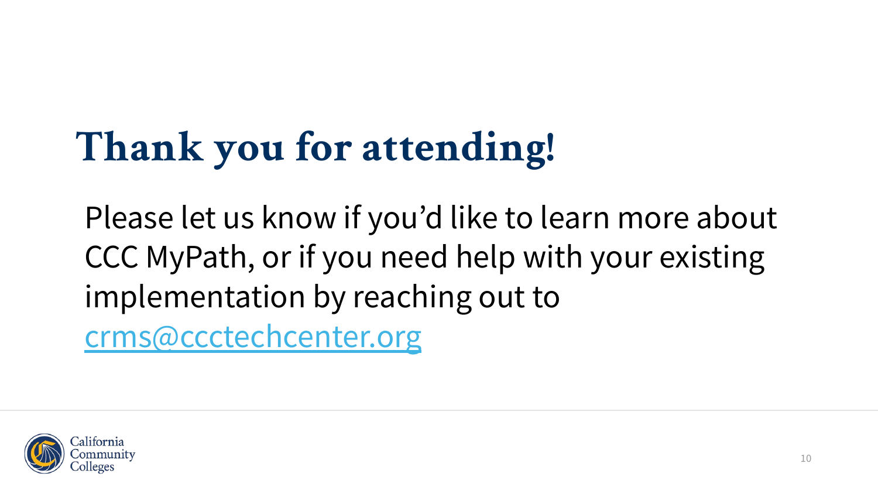# Thank you for attending!

Please let us know if you'd like to learn more about CCC MyPath, or if you need help with your existing implementation by reaching out to crms@ccctechcenter.org

California Community Colleges